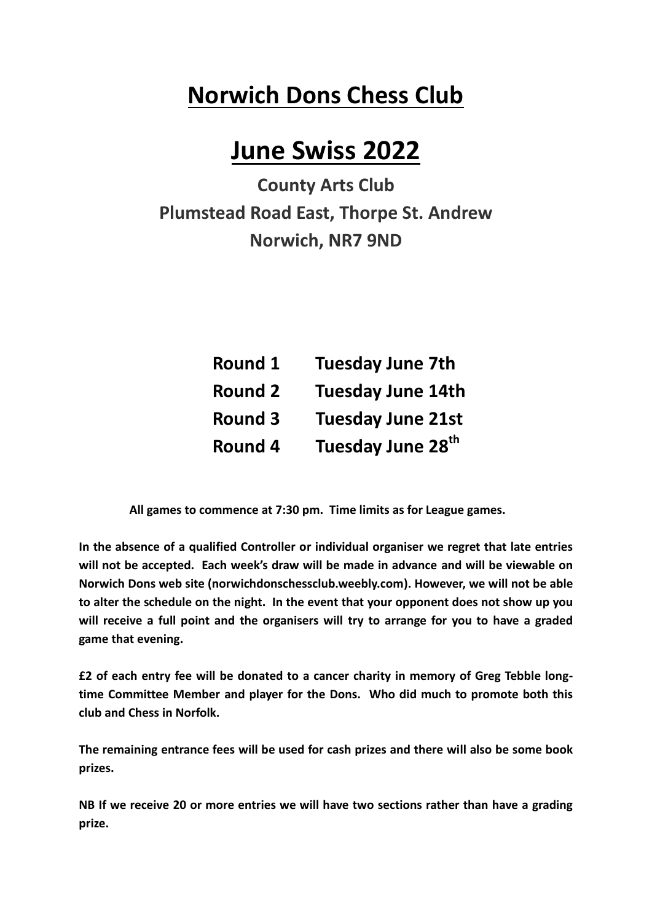# Norwich Dons Chess Club

# June Swiss 2022

## County Arts Club
## Plumstead Road East, Thorpe St. Andrew
## Norwich, NR7 9ND

| | |
|---|---|
| **Round 1** | **Tuesday June 7th** |
| **Round 2** | **Tuesday June 14th** |
| **Round 3** | **Tuesday June 21st** |
| **Round 4** | **Tuesday June 28th** |

**All games to commence at 7:30 pm. Time limits as for League games.**

**In the absence of a qualified Controller or individual organiser we regret that late entries will not be accepted. Each week's draw will be made in advance and will be viewable on Norwich Dons web site (norwichdonschessclub.weebly.com). However, we will not be able to alter the schedule on the night. In the event that your opponent does not show up you will receive a full point and the organisers will try to arrange for you to have a graded game that evening.**

**£2 of each entry fee will be donated to a cancer charity in memory of Greg Tebble long-time Committee Member and player for the Dons. Who did much to promote both this club and Chess in Norfolk.**

**The remaining entrance fees will be used for cash prizes and there will also be some book prizes.**

**NB If we receive 20 or more entries we will have two sections rather than have a grading prize.**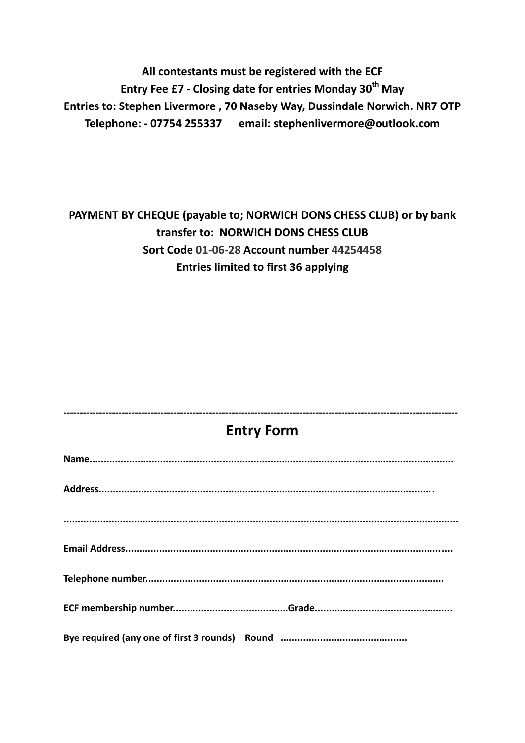**All contestants must be registered with the ECF**
**Entry Fee £7 - Closing date for entries Monday 30th May**
**Entries to: Stephen Livermore , 70 Naseby Way, Dussindale Norwich. NR7 OTP**
**Telephone: - 07754 255337 email: stephenlivermore@outlook.com**

**PAYMENT BY CHEQUE (payable to; NORWICH DONS CHESS CLUB) or by bank transfer to: NORWICH DONS CHESS CLUB**
**Sort Code 01-06-28 Account number 44254458**
**Entries limited to first 36 applying**

---

## Entry Form

**Name...............................................................................................................................**

**Address.......................................................................................................................**

**...........................................................................................................................................**

**Email Address..................................................................................................................**

**Telephone number.......................................................................................................**

**ECF membership number.......................................Grade................................................**

**Bye required (any one of first 3 rounds) Round ............................................**